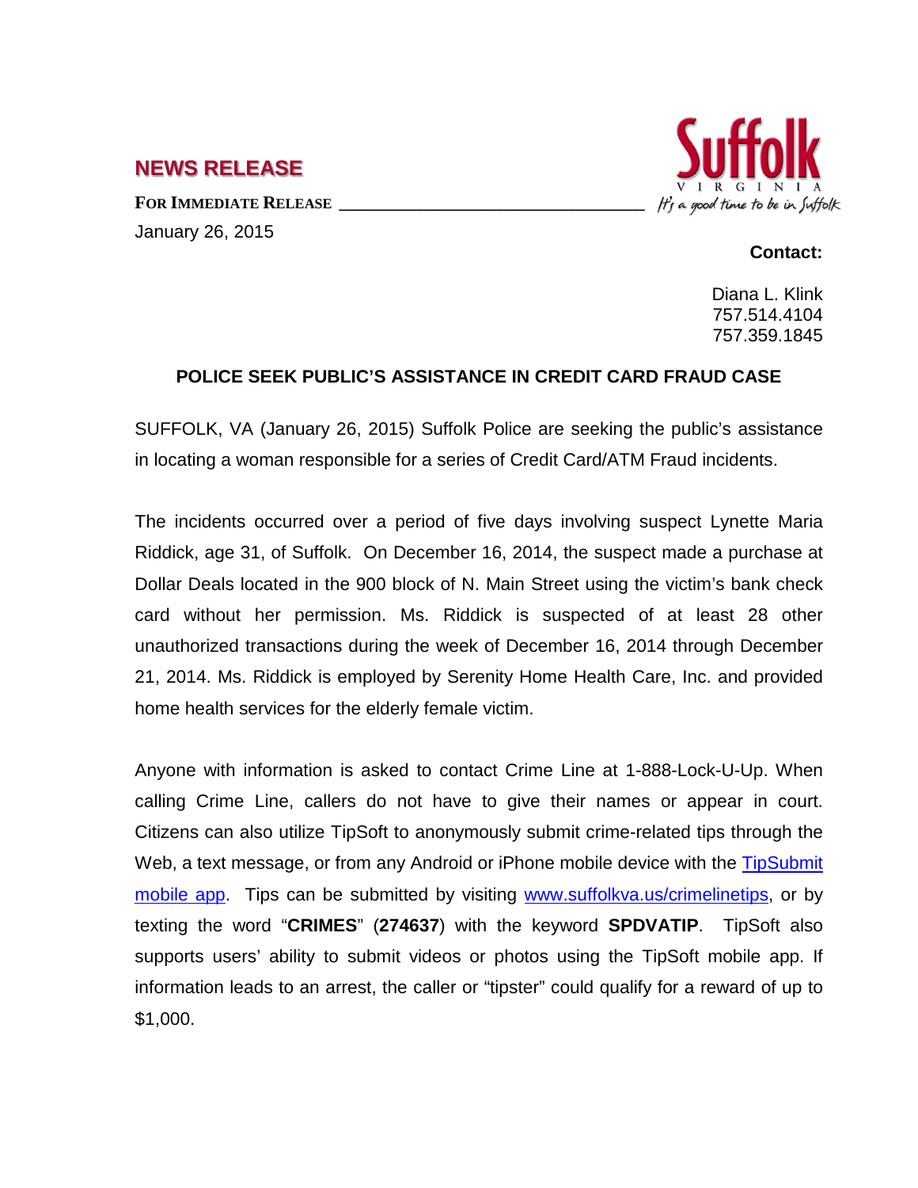## NEWS RELEASE

**FOR IMMEDIATE RELEASE**

January 26, 2015

Suffolk
VIRGINIA
It's a good time to be in Suffolk

**Contact:**

Diana L. Klink
757.514.4104
757.359.1845

**POLICE SEEK PUBLIC'S ASSISTANCE IN CREDIT CARD FRAUD CASE**

SUFFOLK, VA (January 26, 2015) Suffolk Police are seeking the public's assistance in locating a woman responsible for a series of Credit Card/ATM Fraud incidents.

The incidents occurred over a period of five days involving suspect Lynette Maria Riddick, age 31, of Suffolk. On December 16, 2014, the suspect made a purchase at Dollar Deals located in the 900 block of N. Main Street using the victim's bank check card without her permission. Ms. Riddick is suspected of at least 28 other unauthorized transactions during the week of December 16, 2014 through December 21, 2014. Ms. Riddick is employed by Serenity Home Health Care, Inc. and provided home health services for the elderly female victim.

Anyone with information is asked to contact Crime Line at 1-888-Lock-U-Up. When calling Crime Line, callers do not have to give their names or appear in court. Citizens can also utilize TipSoft to anonymously submit crime-related tips through the Web, a text message, or from any Android or iPhone mobile device with the TipSubmit mobile app. Tips can be submitted by visiting www.suffolkva.us/crimelinetips, or by texting the word "**CRIMES**" (**274637**) with the keyword **SPDVATIP**. TipSoft also supports users' ability to submit videos or photos using the TipSoft mobile app. If information leads to an arrest, the caller or "tipster" could qualify for a reward of up to $1,000.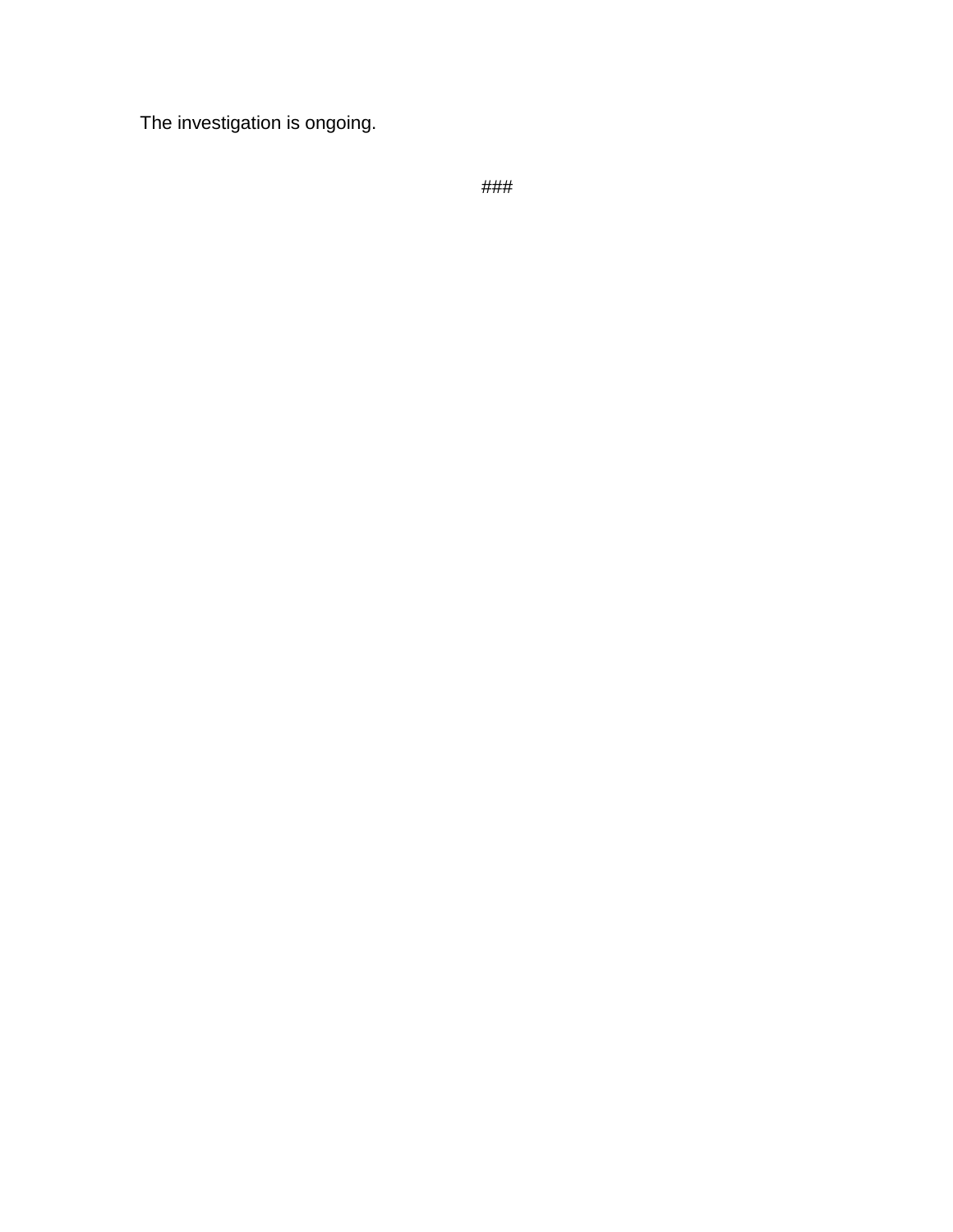The investigation is ongoing.

###